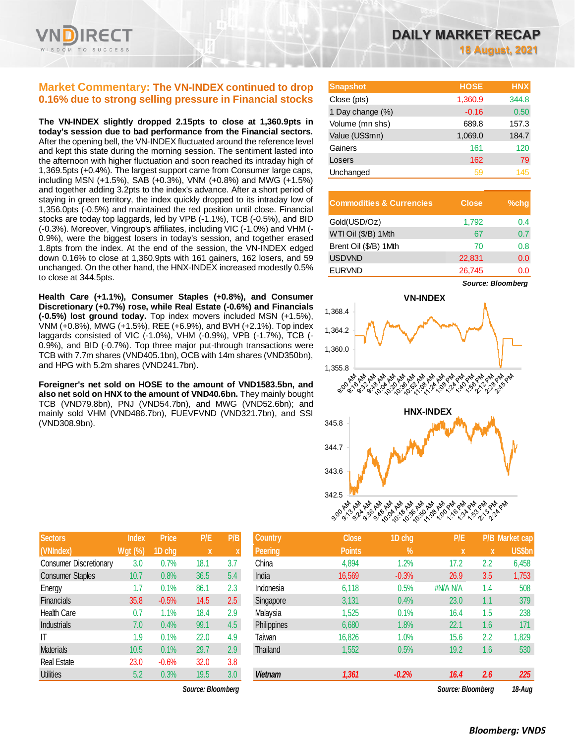# DAILY MARKET RECAP

**18 August, 2021**

## Market Commentary: The VN-INDEX continued to drop 0.16% due to strong selling pressure in Financial stocks

**The VN-INDEX slightly dropped 2.15pts to close at 1,360.9pts in today's session due to bad performance from the Financial sectors.** After the opening bell, the VN-INDEX fluctuated around the reference level and kept this state during the morning session. The sentiment lasted into the afternoon with higher fluctuation and soon reached its intraday high of 1,369.5pts (+0.4%). The largest support came from Consumer large caps, including MSN (+1.5%), SAB (+0.3%), VNM (+0.8%) and MWG (+1.5%) and together adding 3.2pts to the index's advance. After a short period of staying in green territory, the index quickly dropped to its intraday low of 1,356.0pts (-0.5%) and maintained the red position until close. Financial stocks are today top laggards, led by VPB (-1.1%), TCB (-0.5%), and BID (-0.3%). Moreover, Vingroup's affiliates, including VIC (-1.0%) and VHM (-0.9%), were the biggest losers in today's session, and together erased 1.8pts from the index. At the end of the session, the VN-INDEX edged down 0.16% to close at 1,360.9pts with 161 gainers, 162 losers, and 59 unchanged. On the other hand, the HNX-INDEX increased modestly 0.5% to close at 344.5pts.

**Health Care (+1.1%), Consumer Staples (+0.8%), and Consumer Discretionary (+0.7%) rose, while Real Estate (-0.6%) and Financials (-0.5%) lost ground today.** Top index movers included MSN (+1.5%), VNM (+0.8%), MWG (+1.5%), REE (+6.9%), and BVH (+2.1%). Top index laggards consisted of VIC (-1.0%), VHM (-0.9%), VPB (-1.7%), TCB (-0.9%), and BID (-0.7%). Top three major put-through transactions were TCB with 7.7m shares (VND405.1bn), OCB with 14m shares (VND350bn), and HPG with 5.2m shares (VND241.7bn).

**Foreigner's net sold on HOSE to the amount of VND1583.5bn, and also net sold on HNX to the amount of VND40.6bn.** They mainly bought TCB (VND79.8bn), PNJ (VND54.7bn), and MWG (VND52.6bn); and mainly sold VHM (VND486.7bn), FUEVFVND (VND321.7bn), and SSI (VND308.9bn).

| Snapshot | HOSE | HNX |
|---|---|---|
| Close (pts) | 1,360.9 | 344.8 |
| 1 Day change (%) | -0.16 | 0.50 |
| Volume (mn shs) | 689.8 | 157.3 |
| Value (US$mn) | 1,069.0 | 184.7 |
| Gainers | 161 | 120 |
| Losers | 162 | 79 |
| Unchanged | 59 | 145 |

| Commodities & Currencies | Close | %chg |
|---|---|---|
| Gold(USD/Oz) | 1,792 | 0.4 |
| WTI Oil ($/B) 1Mth | 67 | 0.7 |
| Brent Oil ($/B) 1Mth | 70 | 0.8 |
| USDVND | 22,831 | 0.0 |
| EURVND | 26,745 | 0.0 |

*Source: Bloomberg*

VN-INDEX

HNX-INDEX

| Sectors (VNIndex) | Index Wgt (%) | Price 1D chg | P/E x | P/B x |
|---|---|---|---|---|
| Consumer Discretionary | 3.0 | 0.7% | 18.1 | 3.7 |
| Consumer Staples | 10.7 | 0.8% | 36.5 | 5.4 |
| Energy | 1.7 | 0.1% | 86.1 | 2.3 |
| Financials | 35.8 | -0.5% | 14.5 | 2.5 |
| Health Care | 0.7 | 1.1% | 18.4 | 2.9 |
| Industrials | 7.0 | 0.4% | 99.1 | 4.5 |
| IT | 1.9 | 0.1% | 22.0 | 4.9 |
| Materials | 10.5 | 0.1% | 29.7 | 2.9 |
| Real Estate | 23.0 | -0.6% | 32.0 | 3.8 |
| Utilities | 5.2 | 0.3% | 19.5 | 3.0 |

*Source: Bloomberg*

| Country Peering | Close Points | 1D chg % | P/E x | P/B x | Market cap US$bn |
|---|---|---|---|---|---|
| China | 4,894 | 1.2% | 17.2 | 2.2 | 6,458 |
| India | 16,569 | -0.3% | 26.9 | 3.5 | 1,753 |
| Indonesia | 6,118 | 0.5% | #N/A | N/A | 1.4 | 508 |
| Singapore | 3,131 | 0.4% | 23.0 | 1.1 | 379 |
| Malaysia | 1,525 | 0.1% | 16.4 | 1.5 | 238 |
| Philippines | 6,680 | 1.8% | 22.1 | 1.6 | 171 |
| Taiwan | 16,826 | 1.0% | 15.6 | 2.2 | 1,829 |
| Thailand | 1,552 | 0.5% | 19.2 | 1.6 | 530 |
| **Vietnam** | **1,361** | **-0.2%** | **16.4** | **2.6** | **225** |

*Source: Bloomberg* *18-Aug*

***Bloomberg: VNDS***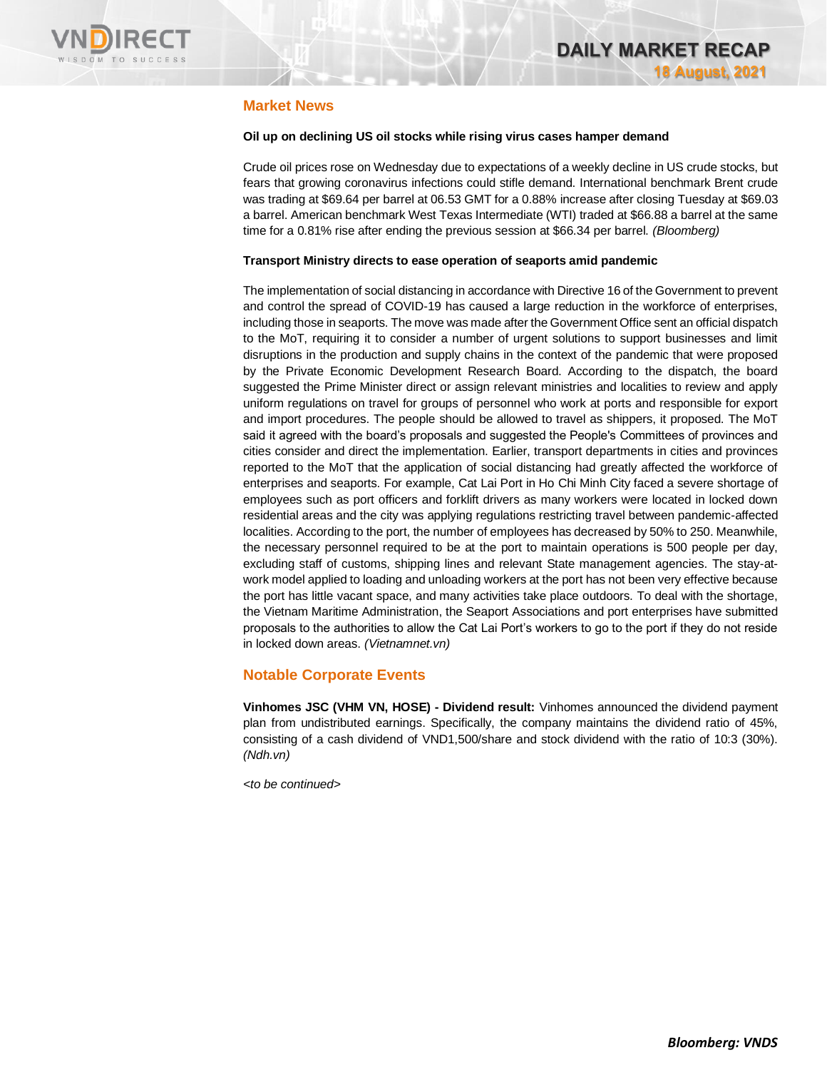## Market News

**Oil up on declining US oil stocks while rising virus cases hamper demand**

Crude oil prices rose on Wednesday due to expectations of a weekly decline in US crude stocks, but fears that growing coronavirus infections could stifle demand. International benchmark Brent crude was trading at $69.64 per barrel at 06.53 GMT for a 0.88% increase after closing Tuesday at $69.03 a barrel. American benchmark West Texas Intermediate (WTI) traded at $66.88 a barrel at the same time for a 0.81% rise after ending the previous session at $66.34 per barrel. *(Bloomberg)*

**Transport Ministry directs to ease operation of seaports amid pandemic**

The implementation of social distancing in accordance with Directive 16 of the Government to prevent and control the spread of COVID-19 has caused a large reduction in the workforce of enterprises, including those in seaports. The move was made after the Government Office sent an official dispatch to the MoT, requiring it to consider a number of urgent solutions to support businesses and limit disruptions in the production and supply chains in the context of the pandemic that were proposed by the Private Economic Development Research Board. According to the dispatch, the board suggested the Prime Minister direct or assign relevant ministries and localities to review and apply uniform regulations on travel for groups of personnel who work at ports and responsible for export and import procedures. The people should be allowed to travel as shippers, it proposed. The MoT said it agreed with the board's proposals and suggested the People's Committees of provinces and cities consider and direct the implementation. Earlier, transport departments in cities and provinces reported to the MoT that the application of social distancing had greatly affected the workforce of enterprises and seaports. For example, Cat Lai Port in Ho Chi Minh City faced a severe shortage of employees such as port officers and forklift drivers as many workers were located in locked down residential areas and the city was applying regulations restricting travel between pandemic-affected localities. According to the port, the number of employees has decreased by 50% to 250. Meanwhile, the necessary personnel required to be at the port to maintain operations is 500 people per day, excluding staff of customs, shipping lines and relevant State management agencies. The stay-at-work model applied to loading and unloading workers at the port has not been very effective because the port has little vacant space, and many activities take place outdoors. To deal with the shortage, the Vietnam Maritime Administration, the Seaport Associations and port enterprises have submitted proposals to the authorities to allow the Cat Lai Port's workers to go to the port if they do not reside in locked down areas. *(Vietnamnet.vn)*

## Notable Corporate Events

**Vinhomes JSC (VHM VN, HOSE) - Dividend result:** Vinhomes announced the dividend payment plan from undistributed earnings. Specifically, the company maintains the dividend ratio of 45%, consisting of a cash dividend of VND1,500/share and stock dividend with the ratio of 10:3 (30%). *(Ndh.vn)*

*<to be continued>*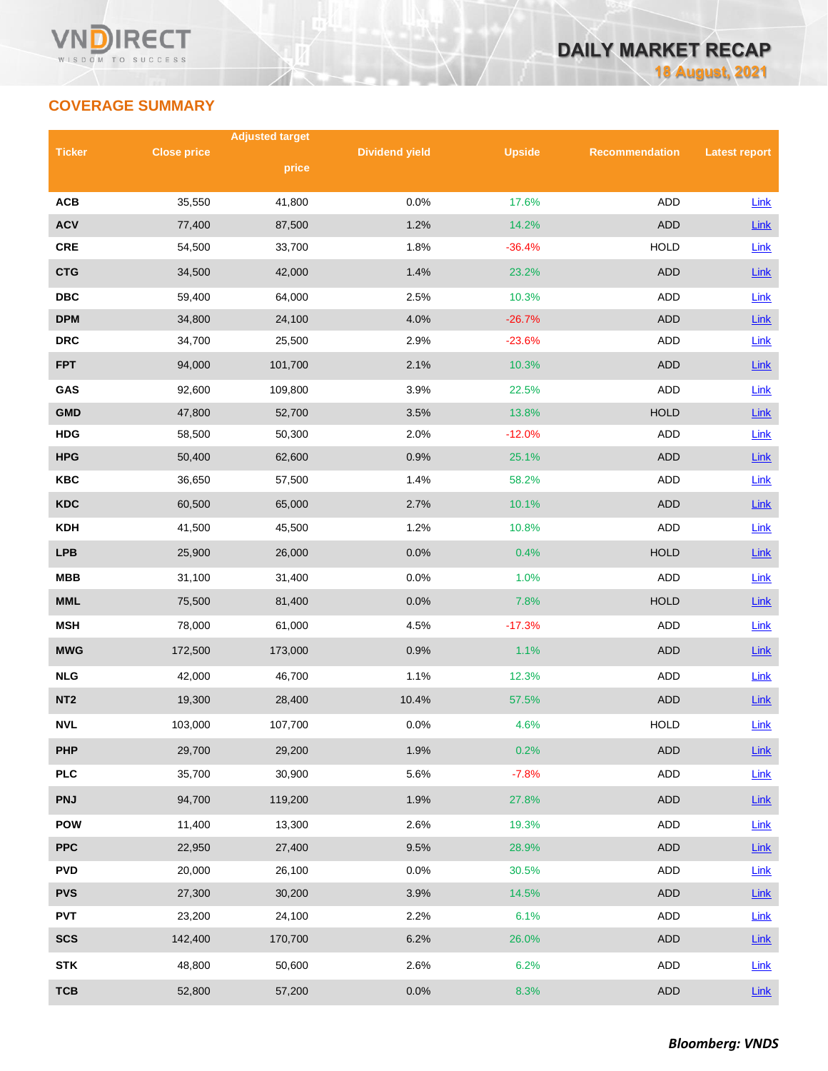## COVERAGE SUMMARY

| Ticker | Close price | Adjusted target price | Dividend yield | Upside | Recommendation | Latest report |
|---|---|---|---|---|---|---|
| ACB | 35,550 | 41,800 | 0.0% | 17.6% | ADD | Link |
| ACV | 77,400 | 87,500 | 1.2% | 14.2% | ADD | Link |
| CRE | 54,500 | 33,700 | 1.8% | -36.4% | HOLD | Link |
| CTG | 34,500 | 42,000 | 1.4% | 23.2% | ADD | Link |
| DBC | 59,400 | 64,000 | 2.5% | 10.3% | ADD | Link |
| DPM | 34,800 | 24,100 | 4.0% | -26.7% | ADD | Link |
| DRC | 34,700 | 25,500 | 2.9% | -23.6% | ADD | Link |
| FPT | 94,000 | 101,700 | 2.1% | 10.3% | ADD | Link |
| GAS | 92,600 | 109,800 | 3.9% | 22.5% | ADD | Link |
| GMD | 47,800 | 52,700 | 3.5% | 13.8% | HOLD | Link |
| HDG | 58,500 | 50,300 | 2.0% | -12.0% | ADD | Link |
| HPG | 50,400 | 62,600 | 0.9% | 25.1% | ADD | Link |
| KBC | 36,650 | 57,500 | 1.4% | 58.2% | ADD | Link |
| KDC | 60,500 | 65,000 | 2.7% | 10.1% | ADD | Link |
| KDH | 41,500 | 45,500 | 1.2% | 10.8% | ADD | Link |
| LPB | 25,900 | 26,000 | 0.0% | 0.4% | HOLD | Link |
| MBB | 31,100 | 31,400 | 0.0% | 1.0% | ADD | Link |
| MML | 75,500 | 81,400 | 0.0% | 7.8% | HOLD | Link |
| MSH | 78,000 | 61,000 | 4.5% | -17.3% | ADD | Link |
| MWG | 172,500 | 173,000 | 0.9% | 1.1% | ADD | Link |
| NLG | 42,000 | 46,700 | 1.1% | 12.3% | ADD | Link |
| NT2 | 19,300 | 28,400 | 10.4% | 57.5% | ADD | Link |
| NVL | 103,000 | 107,700 | 0.0% | 4.6% | HOLD | Link |
| PHP | 29,700 | 29,200 | 1.9% | 0.2% | ADD | Link |
| PLC | 35,700 | 30,900 | 5.6% | -7.8% | ADD | Link |
| PNJ | 94,700 | 119,200 | 1.9% | 27.8% | ADD | Link |
| POW | 11,400 | 13,300 | 2.6% | 19.3% | ADD | Link |
| PPC | 22,950 | 27,400 | 9.5% | 28.9% | ADD | Link |
| PVD | 20,000 | 26,100 | 0.0% | 30.5% | ADD | Link |
| PVS | 27,300 | 30,200 | 3.9% | 14.5% | ADD | Link |
| PVT | 23,200 | 24,100 | 2.2% | 6.1% | ADD | Link |
| SCS | 142,400 | 170,700 | 6.2% | 26.0% | ADD | Link |
| STK | 48,800 | 50,600 | 2.6% | 6.2% | ADD | Link |
| TCB | 52,800 | 57,200 | 0.0% | 8.3% | ADD | Link |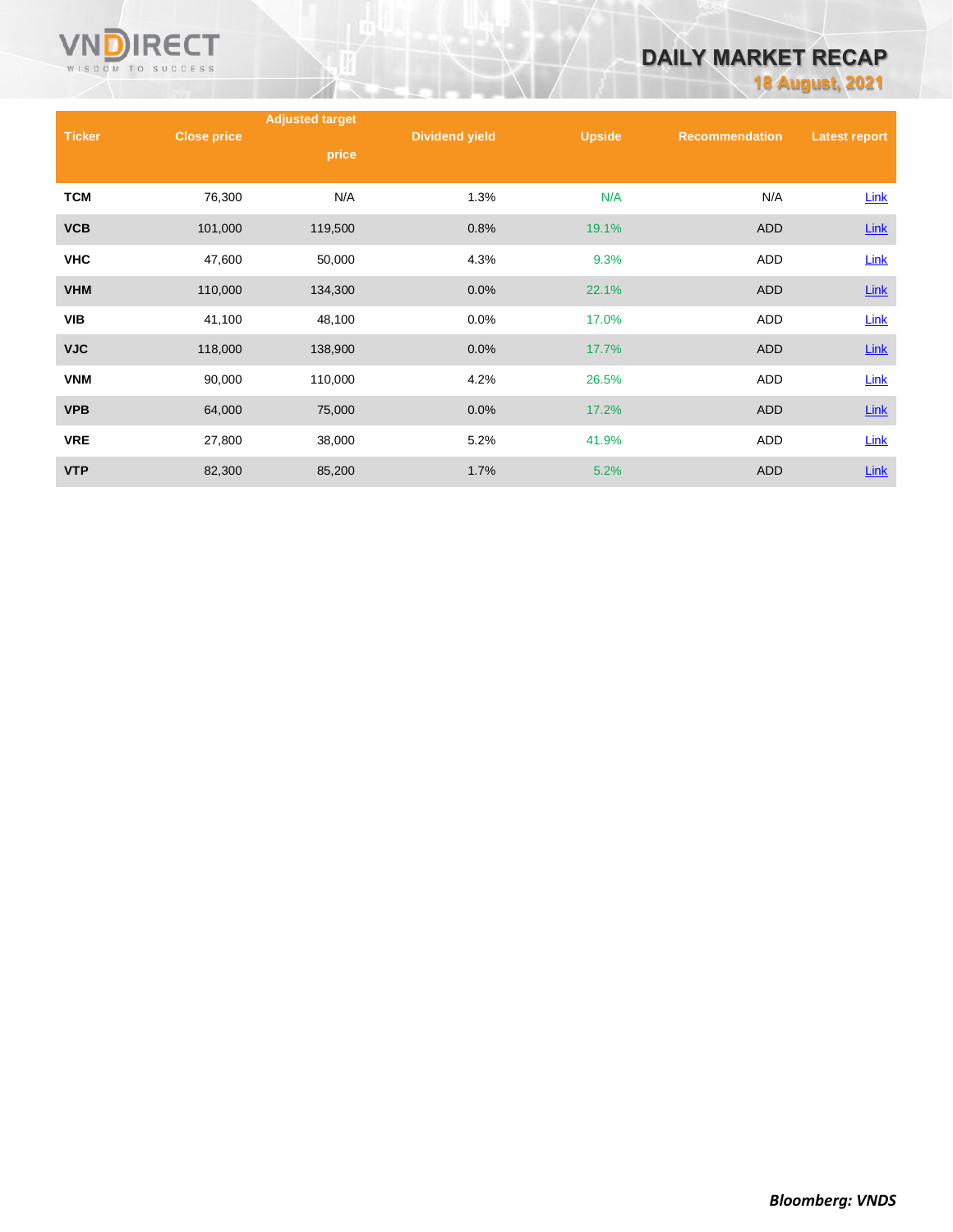| Ticker | Close price | Adjusted target price | Dividend yield | Upside | Recommendation | Latest report |
|---|---|---|---|---|---|---|
| TCM | 76,300 | N/A | 1.3% | N/A | N/A | Link |
| VCB | 101,000 | 119,500 | 0.8% | 19.1% | ADD | Link |
| VHC | 47,600 | 50,000 | 4.3% | 9.3% | ADD | Link |
| VHM | 110,000 | 134,300 | 0.0% | 22.1% | ADD | Link |
| VIB | 41,100 | 48,100 | 0.0% | 17.0% | ADD | Link |
| VJC | 118,000 | 138,900 | 0.0% | 17.7% | ADD | Link |
| VNM | 90,000 | 110,000 | 4.2% | 26.5% | ADD | Link |
| VPB | 64,000 | 75,000 | 0.0% | 17.2% | ADD | Link |
| VRE | 27,800 | 38,000 | 5.2% | 41.9% | ADD | Link |
| VTP | 82,300 | 85,200 | 1.7% | 5.2% | ADD | Link |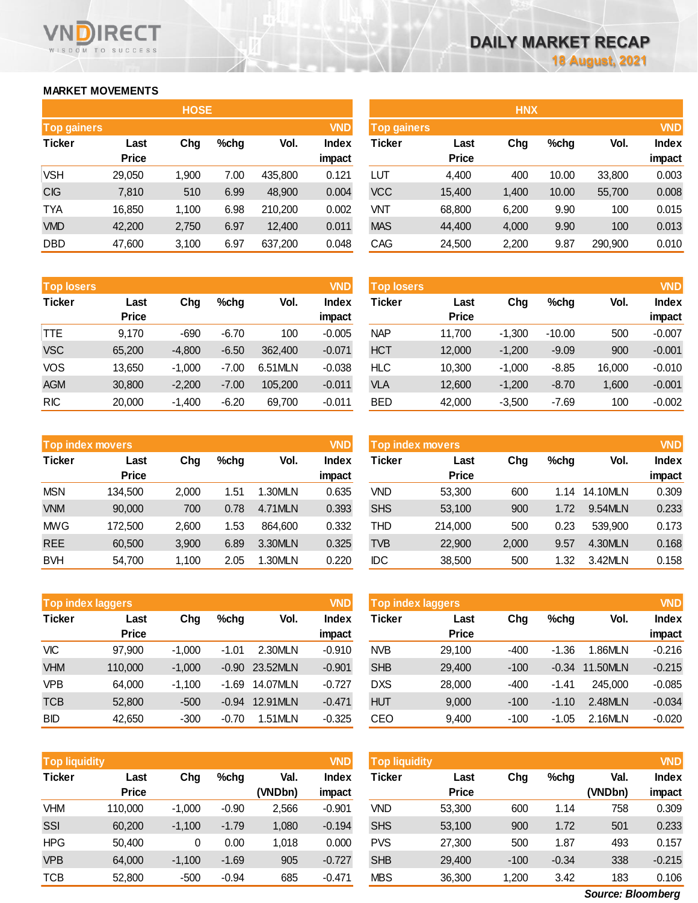# DAILY MARKET RECAP

18 August, 2021

## MARKET MOVEMENTS

### HOSE

**Top gainers** (VND)

| Ticker | Last Price | Chg | %chg | Vol. | Index impact |
|---|---|---|---|---|---|
| VSH | 29,050 | 1,900 | 7.00 | 435,800 | 0.121 |
| CIG | 7,810 | 510 | 6.99 | 48,900 | 0.004 |
| TYA | 16,850 | 1,100 | 6.98 | 210,200 | 0.002 |
| VMD | 42,200 | 2,750 | 6.97 | 12,400 | 0.011 |
| DBD | 47,600 | 3,100 | 6.97 | 637,200 | 0.048 |

**Top losers** (VND)

| Ticker | Last Price | Chg | %chg | Vol. | Index impact |
|---|---|---|---|---|---|
| TTE | 9,170 | -690 | -6.70 | 100 | -0.005 |
| VSC | 65,200 | -4,800 | -6.50 | 362,400 | -0.071 |
| VOS | 13,650 | -1,000 | -7.00 | 6.51MLN | -0.038 |
| AGM | 30,800 | -2,200 | -7.00 | 105,200 | -0.011 |
| RIC | 20,000 | -1,400 | -6.20 | 69,700 | -0.011 |

**Top index movers** (VND)

| Ticker | Last Price | Chg | %chg | Vol. | Index impact |
|---|---|---|---|---|---|
| MSN | 134,500 | 2,000 | 1.51 | 1.30MLN | 0.635 |
| VNM | 90,000 | 700 | 0.78 | 4.71MLN | 0.393 |
| MWG | 172,500 | 2,600 | 1.53 | 864,600 | 0.332 |
| REE | 60,500 | 3,900 | 6.89 | 3.30MLN | 0.325 |
| BVH | 54,700 | 1,100 | 2.05 | 1.30MLN | 0.220 |

**Top index laggers** (VND)

| Ticker | Last Price | Chg | %chg | Vol. | Index impact |
|---|---|---|---|---|---|
| VIC | 97,900 | -1,000 | -1.01 | 2.30MLN | -0.910 |
| VHM | 110,000 | -1,000 | -0.90 | 23.52MLN | -0.901 |
| VPB | 64,000 | -1,100 | -1.69 | 14.07MLN | -0.727 |
| TCB | 52,800 | -500 | -0.94 | 12.91MLN | -0.471 |
| BID | 42,650 | -300 | -0.70 | 1.51MLN | -0.325 |

**Top liquidity** (VND)

| Ticker | Last Price | Chg | %chg | Val. (VNDbn) | Index impact |
|---|---|---|---|---|---|
| VHM | 110,000 | -1,000 | -0.90 | 2,566 | -0.901 |
| SSI | 60,200 | -1,100 | -1.79 | 1,080 | -0.194 |
| HPG | 50,400 | 0 | 0.00 | 1,018 | 0.000 |
| VPB | 64,000 | -1,100 | -1.69 | 905 | -0.727 |
| TCB | 52,800 | -500 | -0.94 | 685 | -0.471 |

### HNX

**Top gainers** (VND)

| Ticker | Last Price | Chg | %chg | Vol. | Index impact |
|---|---|---|---|---|---|
| LUT | 4,400 | 400 | 10.00 | 33,800 | 0.003 |
| VCC | 15,400 | 1,400 | 10.00 | 55,700 | 0.008 |
| VNT | 68,800 | 6,200 | 9.90 | 100 | 0.015 |
| MAS | 44,400 | 4,000 | 9.90 | 100 | 0.013 |
| CAG | 24,500 | 2,200 | 9.87 | 290,900 | 0.010 |

**Top losers** (VND)

| Ticker | Last Price | Chg | %chg | Vol. | Index impact |
|---|---|---|---|---|---|
| NAP | 11,700 | -1,300 | -10.00 | 500 | -0.007 |
| HCT | 12,000 | -1,200 | -9.09 | 900 | -0.001 |
| HLC | 10,300 | -1,000 | -8.85 | 16,000 | -0.010 |
| VLA | 12,600 | -1,200 | -8.70 | 1,600 | -0.001 |
| BED | 42,000 | -3,500 | -7.69 | 100 | -0.002 |

**Top index movers** (VND)

| Ticker | Last Price | Chg | %chg | Vol. | Index impact |
|---|---|---|---|---|---|
| VND | 53,300 | 600 | 1.14 | 14.10MLN | 0.309 |
| SHS | 53,100 | 900 | 1.72 | 9.54MLN | 0.233 |
| THD | 214,000 | 500 | 0.23 | 539,900 | 0.173 |
| TVB | 22,900 | 2,000 | 9.57 | 4.30MLN | 0.168 |
| IDC | 38,500 | 500 | 1.32 | 3.42MLN | 0.158 |

**Top index laggers** (VND)

| Ticker | Last Price | Chg | %chg | Vol. | Index impact |
|---|---|---|---|---|---|
| NVB | 29,100 | -400 | -1.36 | 1.86MLN | -0.216 |
| SHB | 29,400 | -100 | -0.34 | 11.50MLN | -0.215 |
| DXS | 28,000 | -400 | -1.41 | 245,000 | -0.085 |
| HUT | 9,000 | -100 | -1.10 | 2.48MLN | -0.034 |
| CEO | 9,400 | -100 | -1.05 | 2.16MLN | -0.020 |

**Top liquidity** (VND)

| Ticker | Last Price | Chg | %chg | Val. (VNDbn) | Index impact |
|---|---|---|---|---|---|
| VND | 53,300 | 600 | 1.14 | 758 | 0.309 |
| SHS | 53,100 | 900 | 1.72 | 501 | 0.233 |
| PVS | 27,300 | 500 | 1.87 | 493 | 0.157 |
| SHB | 29,400 | -100 | -0.34 | 338 | -0.215 |
| MBS | 36,300 | 1,200 | 3.42 | 183 | 0.106 |

*Source: Bloomberg*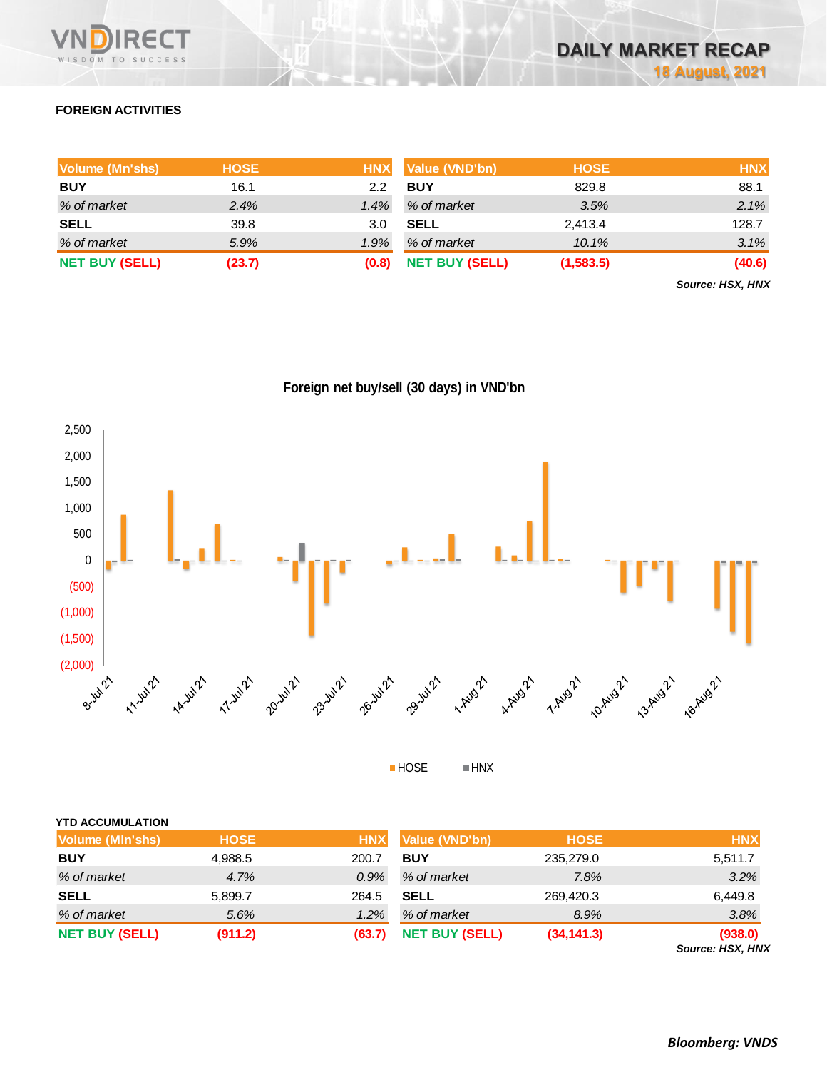## FOREIGN ACTIVITIES

| Volume (Mn'shs) | HOSE | HNX |
|---|---|---|
| BUY | 16.1 | 2.2 |
| *% of market* | *2.4%* | *1.4%* |
| SELL | 39.8 | 3.0 |
| *% of market* | *5.9%* | *1.9%* |
| **NET BUY (SELL)** | **(23.7)** | **(0.8)** |

| Value (VND'bn) | HOSE | HNX |
|---|---|---|
| BUY | 829.8 | 88.1 |
| *% of market* | *3.5%* | *2.1%* |
| SELL | 2,413.4 | 128.7 |
| *% of market* | *10.1%* | *3.1%* |
| **NET BUY (SELL)** | **(1,583.5)** | **(40.6)** |

***Source: HSX, HNX***

**Foreign net buy/sell (30 days) in VND'bn**

### YTD ACCUMULATION

| Volume (Mln'shs) | HOSE | HNX |
|---|---|---|
| BUY | 4,988.5 | 200.7 |
| *% of market* | *4.7%* | *0.9%* |
| SELL | 5,899.7 | 264.5 |
| *% of market* | *5.6%* | *1.2%* |
| **NET BUY (SELL)** | **(911.2)** | **(63.7)** |

| Value (VND'bn) | HOSE | HNX |
|---|---|---|
| BUY | 235,279.0 | 5,511.7 |
| *% of market* | *7.8%* | *3.2%* |
| SELL | 269,420.3 | 6,449.8 |
| *% of market* | *8.9%* | *3.8%* |
| **NET BUY (SELL)** | **(34,141.3)** | **(938.0)** |

***Source: HSX, HNX***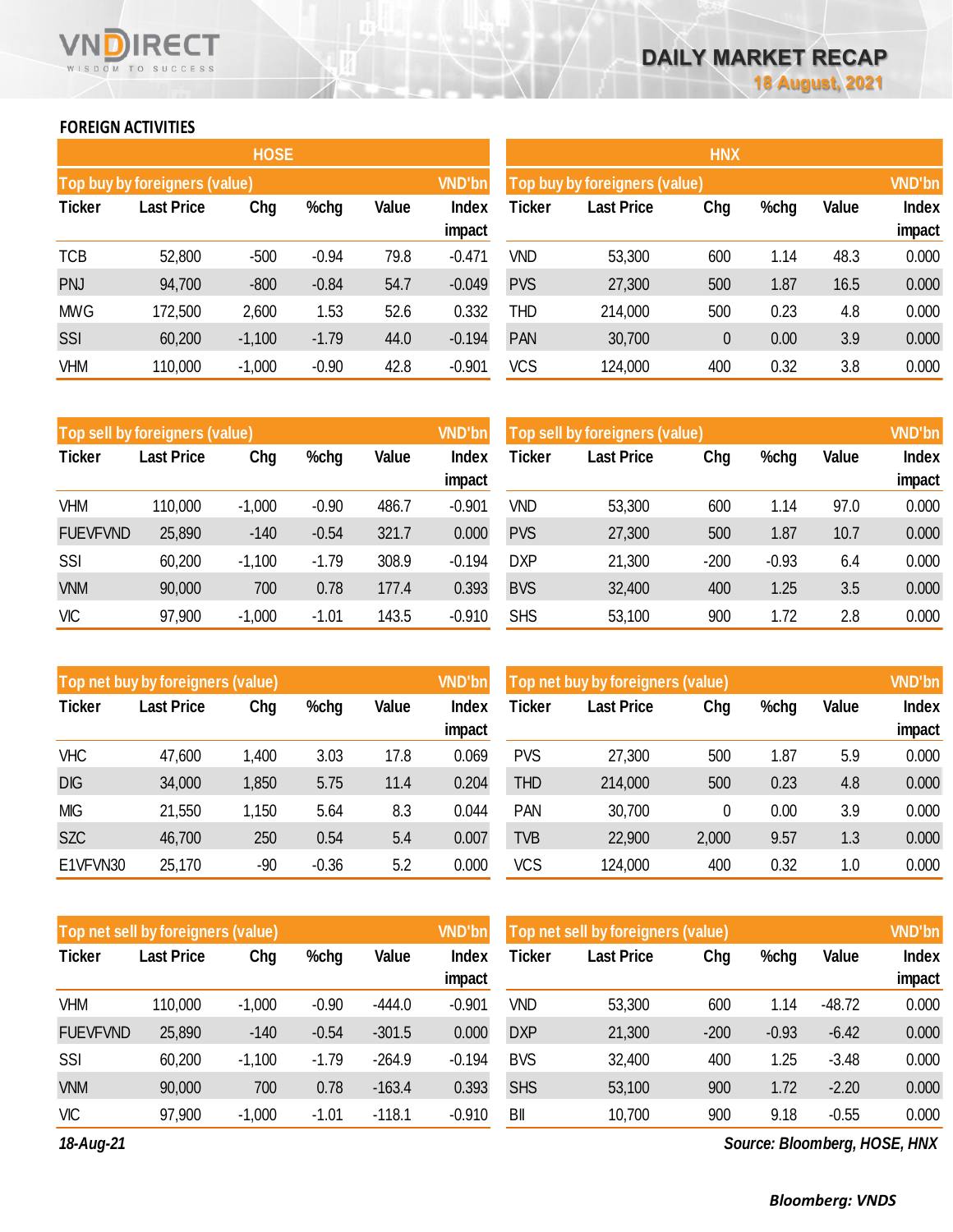## FOREIGN ACTIVITIES

### HOSE

| Top buy by foreigners (value) | | | | | VND'bn |
|---|---|---|---|---|---|
| Ticker | Last Price | Chg | %chg | Value | Index impact |
| TCB | 52,800 | -500 | -0.94 | 79.8 | -0.471 |
| PNJ | 94,700 | -800 | -0.84 | 54.7 | -0.049 |
| MWG | 172,500 | 2,600 | 1.53 | 52.6 | 0.332 |
| SSI | 60,200 | -1,100 | -1.79 | 44.0 | -0.194 |
| VHM | 110,000 | -1,000 | -0.90 | 42.8 | -0.901 |

| Top sell by foreigners (value) | | | | | VND'bn |
|---|---|---|---|---|---|
| Ticker | Last Price | Chg | %chg | Value | Index impact |
| VHM | 110,000 | -1,000 | -0.90 | 486.7 | -0.901 |
| FUEVFVND | 25,890 | -140 | -0.54 | 321.7 | 0.000 |
| SSI | 60,200 | -1,100 | -1.79 | 308.9 | -0.194 |
| VNM | 90,000 | 700 | 0.78 | 177.4 | 0.393 |
| VIC | 97,900 | -1,000 | -1.01 | 143.5 | -0.910 |

| Top net buy by foreigners (value) | | | | | VND'bn |
|---|---|---|---|---|---|
| Ticker | Last Price | Chg | %chg | Value | Index impact |
| VHC | 47,600 | 1,400 | 3.03 | 17.8 | 0.069 |
| DIG | 34,000 | 1,850 | 5.75 | 11.4 | 0.204 |
| MIG | 21,550 | 1,150 | 5.64 | 8.3 | 0.044 |
| SZC | 46,700 | 250 | 0.54 | 5.4 | 0.007 |
| E1VFVN30 | 25,170 | -90 | -0.36 | 5.2 | 0.000 |

| Top net sell by foreigners (value) | | | | | VND'bn |
|---|---|---|---|---|---|
| Ticker | Last Price | Chg | %chg | Value | Index impact |
| VHM | 110,000 | -1,000 | -0.90 | -444.0 | -0.901 |
| FUEVFVND | 25,890 | -140 | -0.54 | -301.5 | 0.000 |
| SSI | 60,200 | -1,100 | -1.79 | -264.9 | -0.194 |
| VNM | 90,000 | 700 | 0.78 | -163.4 | 0.393 |
| VIC | 97,900 | -1,000 | -1.01 | -118.1 | -0.910 |

### HNX

| Top buy by foreigners (value) | | | | | VND'bn |
|---|---|---|---|---|---|
| Ticker | Last Price | Chg | %chg | Value | Index impact |
| VND | 53,300 | 600 | 1.14 | 48.3 | 0.000 |
| PVS | 27,300 | 500 | 1.87 | 16.5 | 0.000 |
| THD | 214,000 | 500 | 0.23 | 4.8 | 0.000 |
| PAN | 30,700 | 0 | 0.00 | 3.9 | 0.000 |
| VCS | 124,000 | 400 | 0.32 | 3.8 | 0.000 |

| Top sell by foreigners (value) | | | | | VND'bn |
|---|---|---|---|---|---|
| Ticker | Last Price | Chg | %chg | Value | Index impact |
| VND | 53,300 | 600 | 1.14 | 97.0 | 0.000 |
| PVS | 27,300 | 500 | 1.87 | 10.7 | 0.000 |
| DXP | 21,300 | -200 | -0.93 | 6.4 | 0.000 |
| BVS | 32,400 | 400 | 1.25 | 3.5 | 0.000 |
| SHS | 53,100 | 900 | 1.72 | 2.8 | 0.000 |

| Top net buy by foreigners (value) | | | | | VND'bn |
|---|---|---|---|---|---|
| Ticker | Last Price | Chg | %chg | Value | Index impact |
| PVS | 27,300 | 500 | 1.87 | 5.9 | 0.000 |
| THD | 214,000 | 500 | 0.23 | 4.8 | 0.000 |
| PAN | 30,700 | 0 | 0.00 | 3.9 | 0.000 |
| TVB | 22,900 | 2,000 | 9.57 | 1.3 | 0.000 |
| VCS | 124,000 | 400 | 0.32 | 1.0 | 0.000 |

| Top net sell by foreigners (value) | | | | | VND'bn |
|---|---|---|---|---|---|
| Ticker | Last Price | Chg | %chg | Value | Index impact |
| VND | 53,300 | 600 | 1.14 | -48.72 | 0.000 |
| DXP | 21,300 | -200 | -0.93 | -6.42 | 0.000 |
| BVS | 32,400 | 400 | 1.25 | -3.48 | 0.000 |
| SHS | 53,100 | 900 | 1.72 | -2.20 | 0.000 |
| BII | 10,700 | 900 | 9.18 | -0.55 | 0.000 |

*18-Aug-21*

*Source: Bloomberg, HOSE, HNX*

***Bloomberg: VNDS***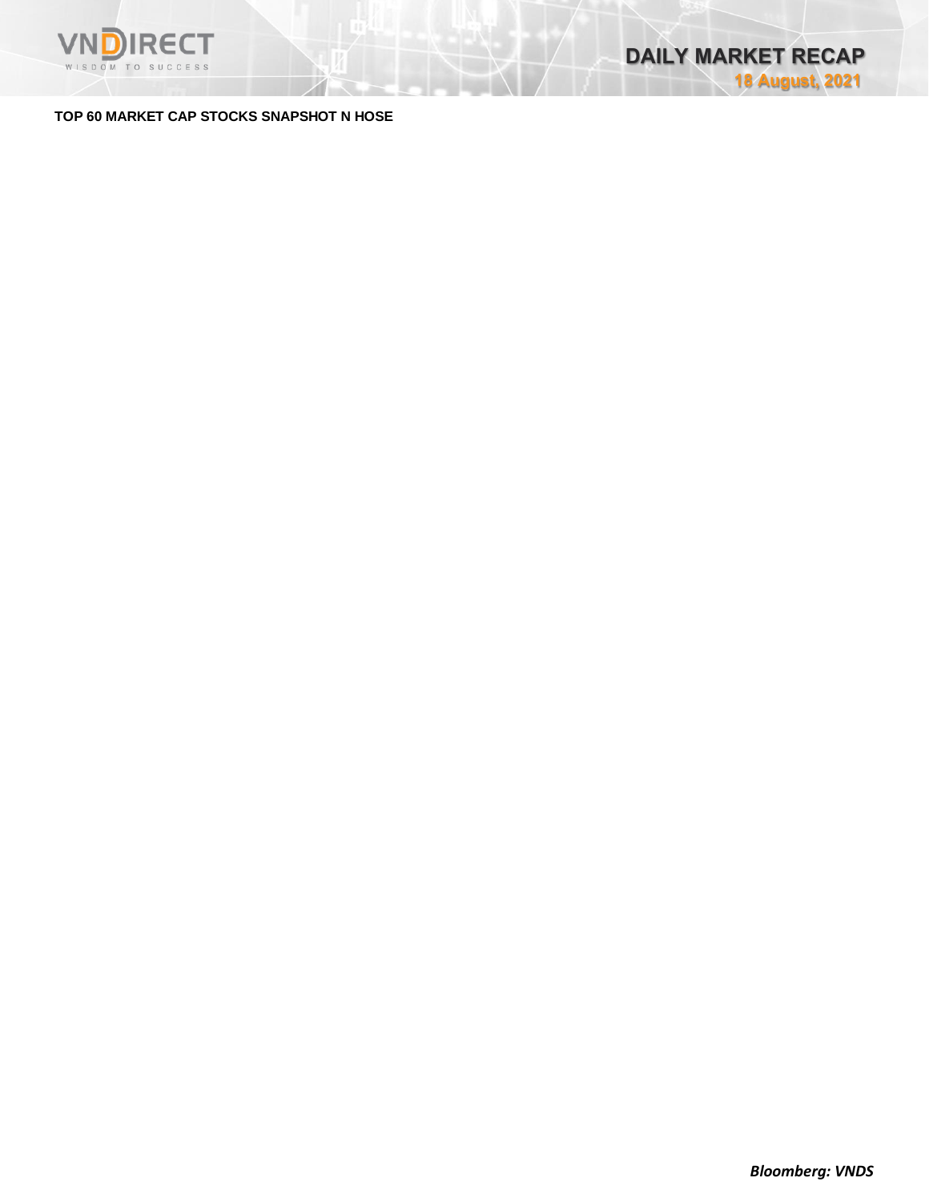**TOP 60 MARKET CAP STOCKS SNAPSHOT N HOSE**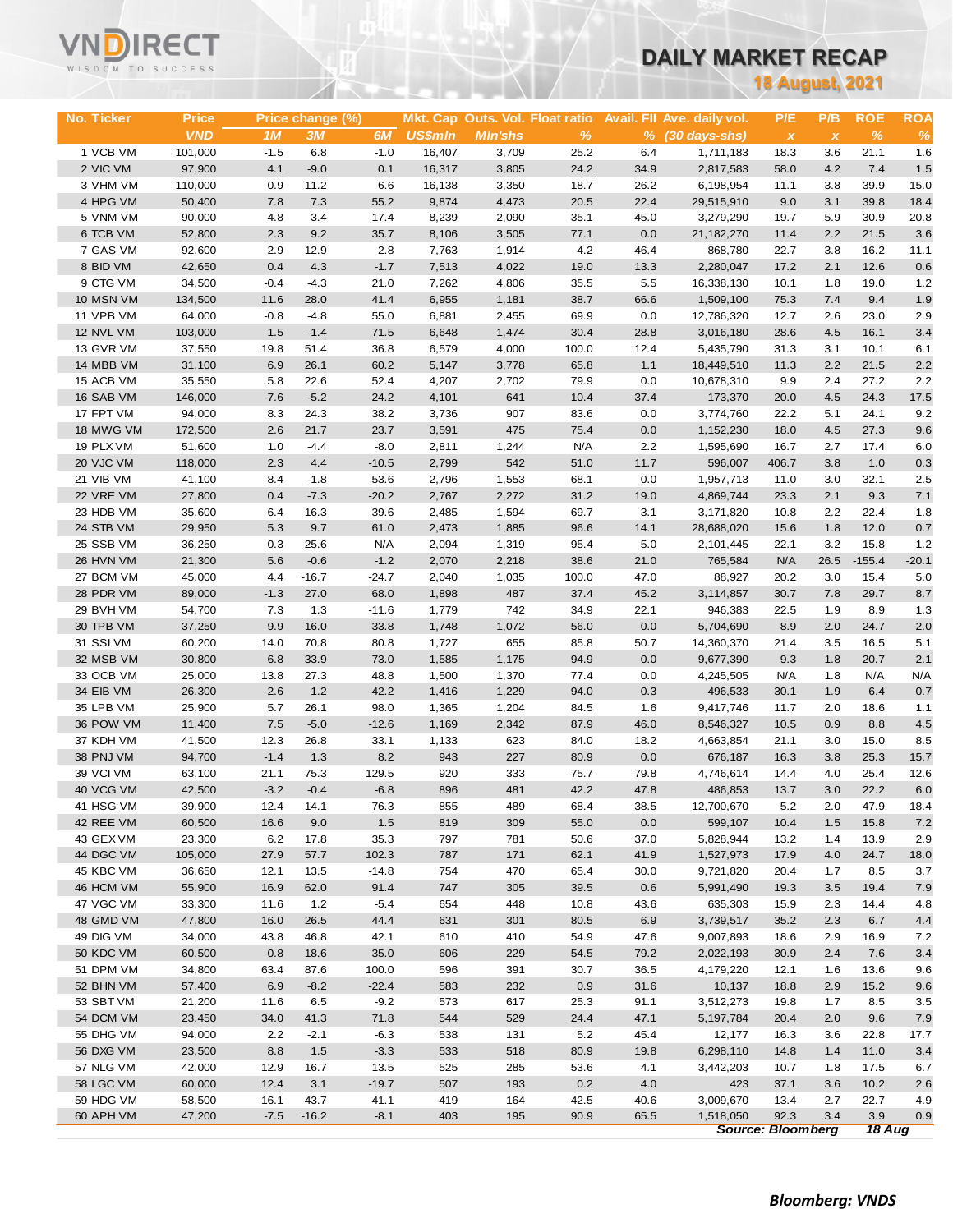# DAILY MARKET RECAP

**18 August, 2021**

| No. Ticker | Price | Price change (%) | | | Mkt. Cap | Outs. Vol. | Float ratio | Avail. FII | Ave. daily vol. | P/E | P/B | ROE | ROA |
|---|---|---|---|---|---|---|---|---|---|---|---|---|---|
| | VND | 1M | 3M | 6M | US$mln | Mln'shs | % | % | (30 days-shs) | x | x | % | % |
| 1 VCB VM | 101,000 | -1.5 | 6.8 | -1.0 | 16,407 | 3,709 | 25.2 | 6.4 | 1,711,183 | 18.3 | 3.6 | 21.1 | 1.6 |
| 2 VIC VM | 97,900 | 4.1 | -9.0 | 0.1 | 16,317 | 3,805 | 24.2 | 34.9 | 2,817,583 | 58.0 | 4.2 | 7.4 | 1.5 |
| 3 VHM VM | 110,000 | 0.9 | 11.2 | 6.6 | 16,138 | 3,350 | 18.7 | 26.2 | 6,198,954 | 11.1 | 3.8 | 39.9 | 15.0 |
| 4 HPG VM | 50,400 | 7.8 | 7.3 | 55.2 | 9,874 | 4,473 | 20.5 | 22.4 | 29,515,910 | 9.0 | 3.1 | 39.8 | 18.4 |
| 5 VNM VM | 90,000 | 4.8 | 3.4 | -17.4 | 8,239 | 2,090 | 35.1 | 45.0 | 3,279,290 | 19.7 | 5.9 | 30.9 | 20.8 |
| 6 TCB VM | 52,800 | 2.3 | 9.2 | 35.7 | 8,106 | 3,505 | 77.1 | 0.0 | 21,182,270 | 11.4 | 2.2 | 21.5 | 3.6 |
| 7 GAS VM | 92,600 | 2.9 | 12.9 | 2.8 | 7,763 | 1,914 | 4.2 | 46.4 | 868,780 | 22.7 | 3.8 | 16.2 | 11.1 |
| 8 BID VM | 42,650 | 0.4 | 4.3 | -1.7 | 7,513 | 4,022 | 19.0 | 13.3 | 2,280,047 | 17.2 | 2.1 | 12.6 | 0.6 |
| 9 CTG VM | 34,500 | -0.4 | -4.3 | 21.0 | 7,262 | 4,806 | 35.5 | 5.5 | 16,338,130 | 10.1 | 1.8 | 19.0 | 1.2 |
| 10 MSN VM | 134,500 | 11.6 | 28.0 | 41.4 | 6,955 | 1,181 | 38.7 | 66.6 | 1,509,100 | 75.3 | 7.4 | 9.4 | 1.9 |
| 11 VPB VM | 64,000 | -0.8 | -4.8 | 55.0 | 6,881 | 2,455 | 69.9 | 0.0 | 12,786,320 | 12.7 | 2.6 | 23.0 | 2.9 |
| 12 NVL VM | 103,000 | -1.5 | -1.4 | 71.5 | 6,648 | 1,474 | 30.4 | 28.8 | 3,016,180 | 28.6 | 4.5 | 16.1 | 3.4 |
| 13 GVR VM | 37,550 | 19.8 | 51.4 | 36.8 | 6,579 | 4,000 | 100.0 | 12.4 | 5,435,790 | 31.3 | 3.1 | 10.1 | 6.1 |
| 14 MBB VM | 31,100 | 6.9 | 26.1 | 60.2 | 5,147 | 3,778 | 65.8 | 1.1 | 18,449,510 | 11.3 | 2.2 | 21.5 | 2.2 |
| 15 ACB VM | 35,550 | 5.8 | 22.6 | 52.4 | 4,207 | 2,702 | 79.9 | 0.0 | 10,678,310 | 9.9 | 2.4 | 27.2 | 2.2 |
| 16 SAB VM | 146,000 | -7.6 | -5.2 | -24.2 | 4,101 | 641 | 10.4 | 37.4 | 173,370 | 20.0 | 4.5 | 24.3 | 17.5 |
| 17 FPT VM | 94,000 | 8.3 | 24.3 | 38.2 | 3,736 | 907 | 83.6 | 0.0 | 3,774,760 | 22.2 | 5.1 | 24.1 | 9.2 |
| 18 MWG VM | 172,500 | 2.6 | 21.7 | 23.7 | 3,591 | 475 | 75.4 | 0.0 | 1,152,230 | 18.0 | 4.5 | 27.3 | 9.6 |
| 19 PLX VM | 51,600 | 1.0 | -4.4 | -8.0 | 2,811 | 1,244 | N/A | 2.2 | 1,595,690 | 16.7 | 2.7 | 17.4 | 6.0 |
| 20 VJC VM | 118,000 | 2.3 | 4.4 | -10.5 | 2,799 | 542 | 51.0 | 11.7 | 596,007 | 406.7 | 3.8 | 1.0 | 0.3 |
| 21 VIB VM | 41,100 | -8.4 | -1.8 | 53.6 | 2,796 | 1,553 | 68.1 | 0.0 | 1,957,713 | 11.0 | 3.0 | 32.1 | 2.5 |
| 22 VRE VM | 27,800 | 0.4 | -7.3 | -20.2 | 2,767 | 2,272 | 31.2 | 19.0 | 4,869,744 | 23.3 | 2.1 | 9.3 | 7.1 |
| 23 HDB VM | 35,600 | 6.4 | 16.3 | 39.6 | 2,485 | 1,594 | 69.7 | 3.1 | 3,171,820 | 10.8 | 2.2 | 22.4 | 1.8 |
| 24 STB VM | 29,950 | 5.3 | 9.7 | 61.0 | 2,473 | 1,885 | 96.6 | 14.1 | 28,688,020 | 15.6 | 1.8 | 12.0 | 0.7 |
| 25 SSB VM | 36,250 | 0.3 | 25.6 | N/A | 2,094 | 1,319 | 95.4 | 5.0 | 2,101,445 | 22.1 | 3.2 | 15.8 | 1.2 |
| 26 HVN VM | 21,300 | 5.6 | -0.6 | -1.2 | 2,070 | 2,218 | 38.6 | 21.0 | 765,584 | N/A | 26.5 | -155.4 | -20.1 |
| 27 BCM VM | 45,000 | 4.4 | -16.7 | -24.7 | 2,040 | 1,035 | 100.0 | 47.0 | 88,927 | 20.2 | 3.0 | 15.4 | 5.0 |
| 28 PDR VM | 89,000 | -1.3 | 27.0 | 68.0 | 1,898 | 487 | 37.4 | 45.2 | 3,114,857 | 30.7 | 7.8 | 29.7 | 8.7 |
| 29 BVH VM | 54,700 | 7.3 | 1.3 | -11.6 | 1,779 | 742 | 34.9 | 22.1 | 946,383 | 22.5 | 1.9 | 8.9 | 1.3 |
| 30 TPB VM | 37,250 | 9.9 | 16.0 | 33.8 | 1,748 | 1,072 | 56.0 | 0.0 | 5,704,690 | 8.9 | 2.0 | 24.7 | 2.0 |
| 31 SSI VM | 60,200 | 14.0 | 70.8 | 80.8 | 1,727 | 655 | 85.8 | 50.7 | 14,360,370 | 21.4 | 3.5 | 16.5 | 5.1 |
| 32 MSB VM | 30,800 | 6.8 | 33.9 | 73.0 | 1,585 | 1,175 | 94.9 | 0.0 | 9,677,390 | 9.3 | 1.8 | 20.7 | 2.1 |
| 33 OCB VM | 25,000 | 13.8 | 27.3 | 48.8 | 1,500 | 1,370 | 77.4 | 0.0 | 4,245,505 | N/A | 1.8 | N/A | N/A |
| 34 EIB VM | 26,300 | -2.6 | 1.2 | 42.2 | 1,416 | 1,229 | 94.0 | 0.3 | 496,533 | 30.1 | 1.9 | 6.4 | 0.7 |
| 35 LPB VM | 25,900 | 5.7 | 26.1 | 98.0 | 1,365 | 1,204 | 84.5 | 1.6 | 9,417,746 | 11.7 | 2.0 | 18.6 | 1.1 |
| 36 POW VM | 11,400 | 7.5 | -5.0 | -12.6 | 1,169 | 2,342 | 87.9 | 46.0 | 8,546,327 | 10.5 | 0.9 | 8.8 | 4.5 |
| 37 KDH VM | 41,500 | 12.3 | 26.8 | 33.1 | 1,133 | 623 | 84.0 | 18.2 | 4,663,854 | 21.1 | 3.0 | 15.0 | 8.5 |
| 38 PNJ VM | 94,700 | -1.4 | 1.3 | 8.2 | 943 | 227 | 80.9 | 0.0 | 676,187 | 16.3 | 3.8 | 25.3 | 15.7 |
| 39 VCI VM | 63,100 | 21.1 | 75.3 | 129.5 | 920 | 333 | 75.7 | 79.8 | 4,746,614 | 14.4 | 4.0 | 25.4 | 12.6 |
| 40 VCG VM | 42,500 | -3.2 | -0.4 | -6.8 | 896 | 481 | 42.2 | 47.8 | 486,853 | 13.7 | 3.0 | 22.2 | 6.0 |
| 41 HSG VM | 39,900 | 12.4 | 14.1 | 76.3 | 855 | 489 | 68.4 | 38.5 | 12,700,670 | 5.2 | 2.0 | 47.9 | 18.4 |
| 42 REE VM | 60,500 | 16.6 | 9.0 | 1.5 | 819 | 309 | 55.0 | 0.0 | 599,107 | 10.4 | 1.5 | 15.8 | 7.2 |
| 43 GEX VM | 23,300 | 6.2 | 17.8 | 35.3 | 797 | 781 | 50.6 | 37.0 | 5,828,944 | 13.2 | 1.4 | 13.9 | 2.9 |
| 44 DGC VM | 105,000 | 27.9 | 57.7 | 102.3 | 787 | 171 | 62.1 | 41.9 | 1,527,973 | 17.9 | 4.0 | 24.7 | 18.0 |
| 45 KBC VM | 36,650 | 12.1 | 13.5 | -14.8 | 754 | 470 | 65.4 | 30.0 | 9,721,820 | 20.4 | 1.7 | 8.5 | 3.7 |
| 46 HCM VM | 55,900 | 16.9 | 62.0 | 91.4 | 747 | 305 | 39.5 | 0.6 | 5,991,490 | 19.3 | 3.5 | 19.4 | 7.9 |
| 47 VGC VM | 33,300 | 11.6 | 1.2 | -5.4 | 654 | 448 | 10.8 | 43.6 | 635,303 | 15.9 | 2.3 | 14.4 | 4.8 |
| 48 GMD VM | 47,800 | 16.0 | 26.5 | 44.4 | 631 | 301 | 80.5 | 6.9 | 3,739,517 | 35.2 | 2.3 | 6.7 | 4.4 |
| 49 DIG VM | 34,000 | 43.8 | 46.8 | 42.1 | 610 | 410 | 54.9 | 47.6 | 9,007,893 | 18.6 | 2.9 | 16.9 | 7.2 |
| 50 KDC VM | 60,500 | -0.8 | 18.6 | 35.0 | 606 | 229 | 54.5 | 79.2 | 2,022,193 | 30.9 | 2.4 | 7.6 | 3.4 |
| 51 DPM VM | 34,800 | 63.4 | 87.6 | 100.0 | 596 | 391 | 30.7 | 36.5 | 4,179,220 | 12.1 | 1.6 | 13.6 | 9.6 |
| 52 BHN VM | 57,400 | 6.9 | -8.2 | -22.4 | 583 | 232 | 0.9 | 31.6 | 10,137 | 18.8 | 2.9 | 15.2 | 9.6 |
| 53 SBT VM | 21,200 | 11.6 | 6.5 | -9.2 | 573 | 617 | 25.3 | 91.1 | 3,512,273 | 19.8 | 1.7 | 8.5 | 3.5 |
| 54 DCM VM | 23,450 | 34.0 | 41.3 | 71.8 | 544 | 529 | 24.4 | 47.1 | 5,197,784 | 20.4 | 2.0 | 9.6 | 7.9 |
| 55 DHG VM | 94,000 | 2.2 | -2.1 | -6.3 | 538 | 131 | 5.2 | 45.4 | 12,177 | 16.3 | 3.6 | 22.8 | 17.7 |
| 56 DXG VM | 23,500 | 8.8 | 1.5 | -3.3 | 533 | 518 | 80.9 | 19.8 | 6,298,110 | 14.8 | 1.4 | 11.0 | 3.4 |
| 57 NLG VM | 42,000 | 12.9 | 16.7 | 13.5 | 525 | 285 | 53.6 | 4.1 | 3,442,203 | 10.7 | 1.8 | 17.5 | 6.7 |
| 58 LGC VM | 60,000 | 12.4 | 3.1 | -19.7 | 507 | 193 | 0.2 | 4.0 | 423 | 37.1 | 3.6 | 10.2 | 2.6 |
| 59 HDG VM | 58,500 | 16.1 | 43.7 | 41.1 | 419 | 164 | 42.5 | 40.6 | 3,009,670 | 13.4 | 2.7 | 22.7 | 4.9 |
| 60 APH VM | 47,200 | -7.5 | -16.2 | -8.1 | 403 | 195 | 90.9 | 65.5 | 1,518,050 | 92.3 | 3.4 | 3.9 | 0.9 |

*Source: Bloomberg* *18 Aug*

***Bloomberg: VNDS***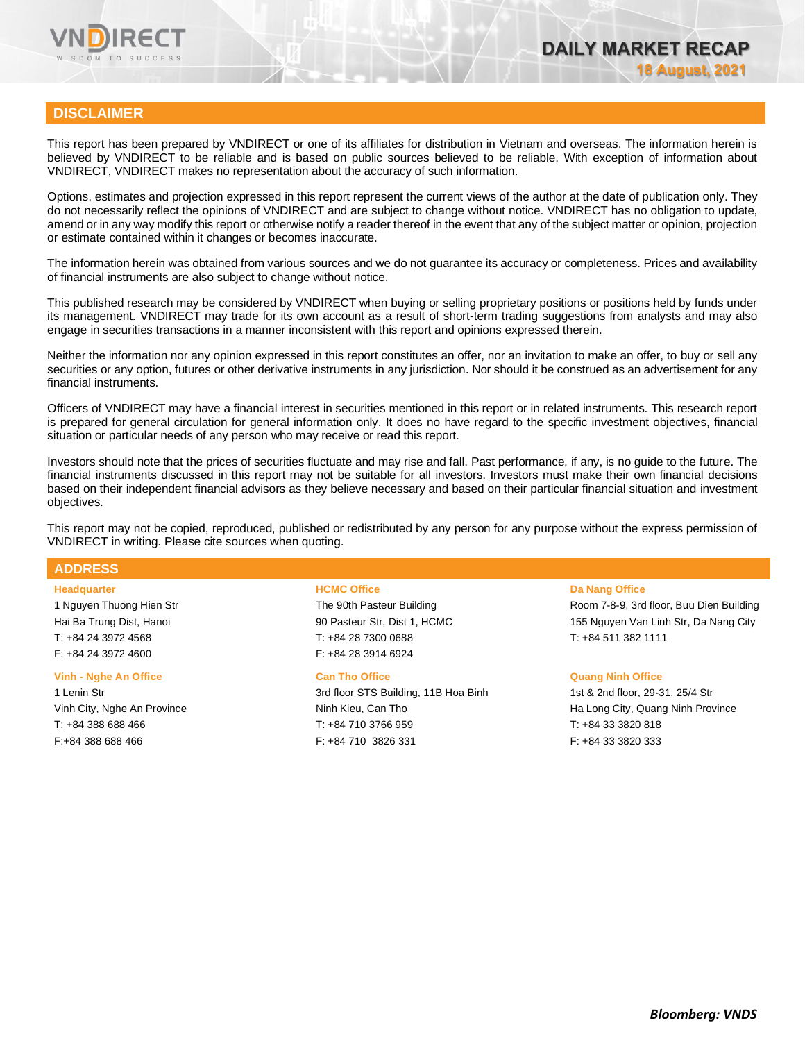## DISCLAIMER

This report has been prepared by VNDIRECT or one of its affiliates for distribution in Vietnam and overseas. The information herein is believed by VNDIRECT to be reliable and is based on public sources believed to be reliable. With exception of information about VNDIRECT, VNDIRECT makes no representation about the accuracy of such information.

Options, estimates and projection expressed in this report represent the current views of the author at the date of publication only. They do not necessarily reflect the opinions of VNDIRECT and are subject to change without notice. VNDIRECT has no obligation to update, amend or in any way modify this report or otherwise notify a reader thereof in the event that any of the subject matter or opinion, projection or estimate contained within it changes or becomes inaccurate.

The information herein was obtained from various sources and we do not guarantee its accuracy or completeness. Prices and availability of financial instruments are also subject to change without notice.

This published research may be considered by VNDIRECT when buying or selling proprietary positions or positions held by funds under its management. VNDIRECT may trade for its own account as a result of short-term trading suggestions from analysts and may also engage in securities transactions in a manner inconsistent with this report and opinions expressed therein.

Neither the information nor any opinion expressed in this report constitutes an offer, nor an invitation to make an offer, to buy or sell any securities or any option, futures or other derivative instruments in any jurisdiction. Nor should it be construed as an advertisement for any financial instruments.

Officers of VNDIRECT may have a financial interest in securities mentioned in this report or in related instruments. This research report is prepared for general circulation for general information only. It does no have regard to the specific investment objectives, financial situation or particular needs of any person who may receive or read this report.

Investors should note that the prices of securities fluctuate and may rise and fall. Past performance, if any, is no guide to the future. The financial instruments discussed in this report may not be suitable for all investors. Investors must make their own financial decisions based on their independent financial advisors as they believe necessary and based on their particular financial situation and investment objectives.

This report may not be copied, reproduced, published or redistributed by any person for any purpose without the express permission of VNDIRECT in writing. Please cite sources when quoting.

## ADDRESS

**Headquarter**
1 Nguyen Thuong Hien Str
Hai Ba Trung Dist, Hanoi
T: +84 24 3972 4568
F: +84 24 3972 4600

**HCMC Office**
The 90th Pasteur Building
90 Pasteur Str, Dist 1, HCMC
T: +84 28 7300 0688
F: +84 28 3914 6924

**Da Nang Office**
Room 7-8-9, 3rd floor, Buu Dien Building
155 Nguyen Van Linh Str, Da Nang City
T: +84 511 382 1111

**Vinh - Nghe An Office**
1 Lenin Str
Vinh City, Nghe An Province
T: +84 388 688 466
F:+84 388 688 466

**Can Tho Office**
3rd floor STS Building, 11B Hoa Binh
Ninh Kieu, Can Tho
T: +84 710 3766 959
F: +84 710 3826 331

**Quang Ninh Office**
1st & 2nd floor, 29-31, 25/4 Str
Ha Long City, Quang Ninh Province
T: +84 33 3820 818
F: +84 33 3820 333